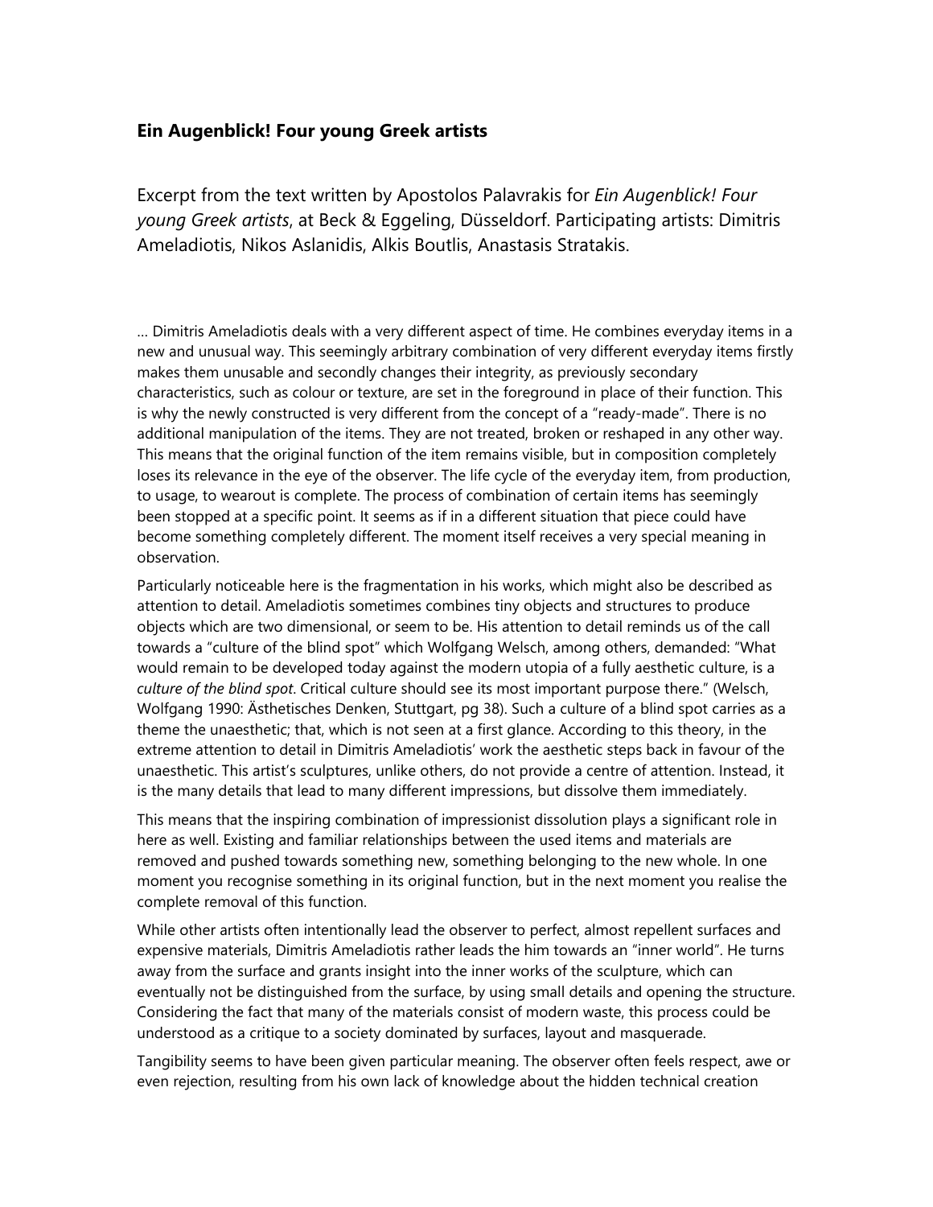**Ein Augenblick! Four young Greek artists**

Excerpt from the text written by Apostolos Palavrakis for *Ein Augenblick! Four young Greek artists*, at Beck & Eggeling, Düsseldorf. Participating artists: Dimitris Ameladiotis, Nikos Aslanidis, Alkis Boutlis, Anastasis Stratakis.

… Dimitris Ameladiotis deals with a very different aspect of time. He combines everyday items in a new and unusual way. This seemingly arbitrary combination of very different everyday items firstly makes them unusable and secondly changes their integrity, as previously secondary characteristics, such as colour or texture, are set in the foreground in place of their function. This is why the newly constructed is very different from the concept of a "ready-made". There is no additional manipulation of the items. They are not treated, broken or reshaped in any other way. This means that the original function of the item remains visible, but in composition completely loses its relevance in the eye of the observer. The life cycle of the everyday item, from production, to usage, to wearout is complete. The process of combination of certain items has seemingly been stopped at a specific point. It seems as if in a different situation that piece could have become something completely different. The moment itself receives a very special meaning in observation.

Particularly noticeable here is the fragmentation in his works, which might also be described as attention to detail. Ameladiotis sometimes combines tiny objects and structures to produce objects which are two dimensional, or seem to be. His attention to detail reminds us of the call towards a "culture of the blind spot" which Wolfgang Welsch, among others, demanded: "What would remain to be developed today against the modern utopia of a fully aesthetic culture, is a *culture of the blind spot*. Critical culture should see its most important purpose there." (Welsch, Wolfgang 1990: Ästhetisches Denken, Stuttgart, pg 38). Such a culture of a blind spot carries as a theme the unaesthetic; that, which is not seen at a first glance. According to this theory, in the extreme attention to detail in Dimitris Ameladiotis' work the aesthetic steps back in favour of the unaesthetic. This artist's sculptures, unlike others, do not provide a centre of attention. Instead, it is the many details that lead to many different impressions, but dissolve them immediately.

This means that the inspiring combination of impressionist dissolution plays a significant role in here as well. Existing and familiar relationships between the used items and materials are removed and pushed towards something new, something belonging to the new whole. In one moment you recognise something in its original function, but in the next moment you realise the complete removal of this function.

While other artists often intentionally lead the observer to perfect, almost repellent surfaces and expensive materials, Dimitris Ameladiotis rather leads the him towards an "inner world". He turns away from the surface and grants insight into the inner works of the sculpture, which can eventually not be distinguished from the surface, by using small details and opening the structure. Considering the fact that many of the materials consist of modern waste, this process could be understood as a critique to a society dominated by surfaces, layout and masquerade.

Tangibility seems to have been given particular meaning. The observer often feels respect, awe or even rejection, resulting from his own lack of knowledge about the hidden technical creation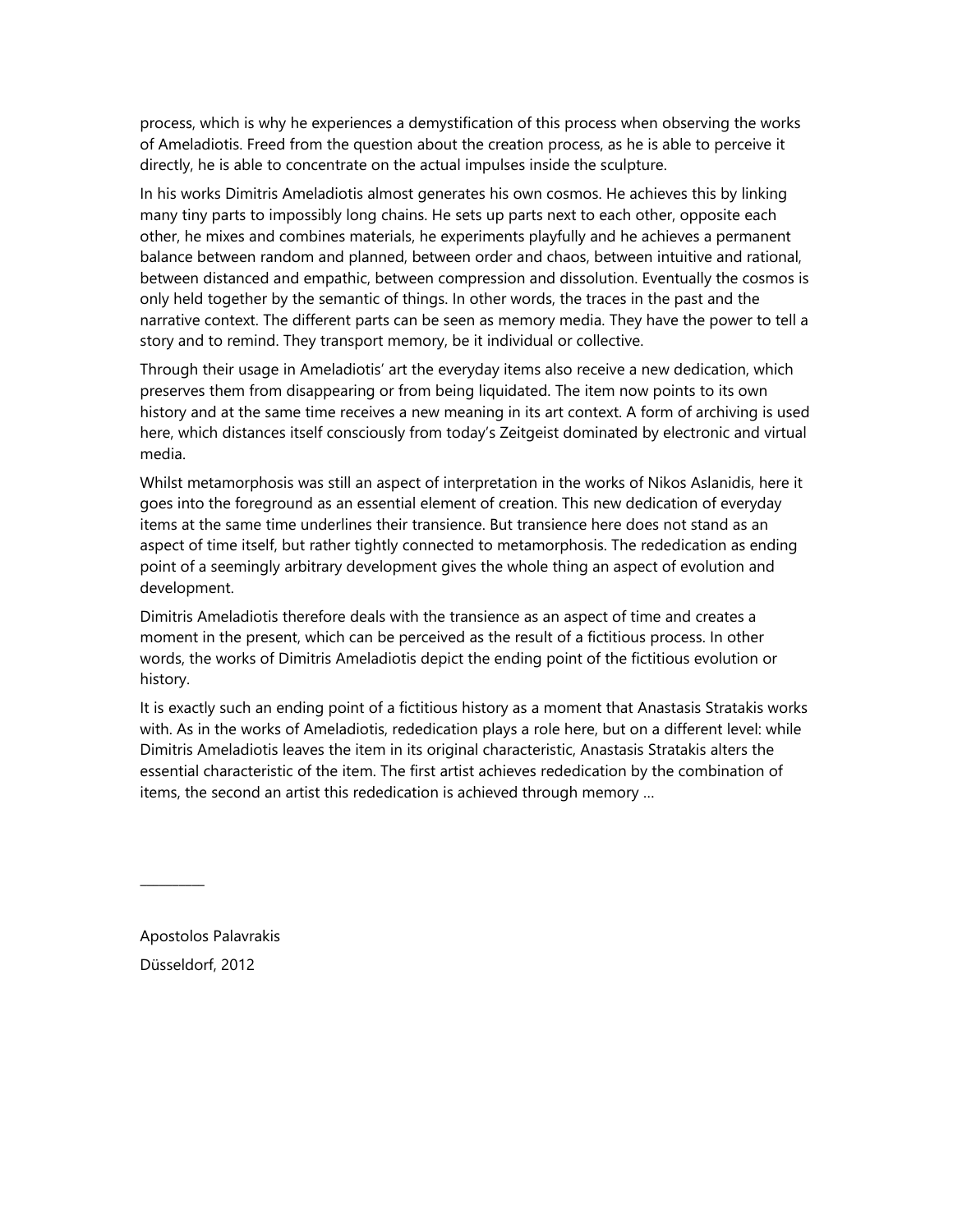process, which is why he experiences a demystification of this process when observing the works of Ameladiotis. Freed from the question about the creation process, as he is able to perceive it directly, he is able to concentrate on the actual impulses inside the sculpture.

In his works Dimitris Ameladiotis almost generates his own cosmos. He achieves this by linking many tiny parts to impossibly long chains. He sets up parts next to each other, opposite each other, he mixes and combines materials, he experiments playfully and he achieves a permanent balance between random and planned, between order and chaos, between intuitive and rational, between distanced and empathic, between compression and dissolution. Eventually the cosmos is only held together by the semantic of things. In other words, the traces in the past and the narrative context. The different parts can be seen as memory media. They have the power to tell a story and to remind. They transport memory, be it individual or collective.

Through their usage in Ameladiotis' art the everyday items also receive a new dedication, which preserves them from disappearing or from being liquidated. The item now points to its own history and at the same time receives a new meaning in its art context. A form of archiving is used here, which distances itself consciously from today's Zeitgeist dominated by electronic and virtual media.

Whilst metamorphosis was still an aspect of interpretation in the works of Nikos Aslanidis, here it goes into the foreground as an essential element of creation. This new dedication of everyday items at the same time underlines their transience. But transience here does not stand as an aspect of time itself, but rather tightly connected to metamorphosis. The rededication as ending point of a seemingly arbitrary development gives the whole thing an aspect of evolution and development.

Dimitris Ameladiotis therefore deals with the transience as an aspect of time and creates a moment in the present, which can be perceived as the result of a fictitious process. In other words, the works of Dimitris Ameladiotis depict the ending point of the fictitious evolution or history.

It is exactly such an ending point of a fictitious history as a moment that Anastasis Stratakis works with. As in the works of Ameladiotis, rededication plays a role here, but on a different level: while Dimitris Ameladiotis leaves the item in its original characteristic, Anastasis Stratakis alters the essential characteristic of the item. The first artist achieves rededication by the combination of items, the second an artist this rededication is achieved through memory …

---

Apostolos Palavrakis

Düsseldorf, 2012